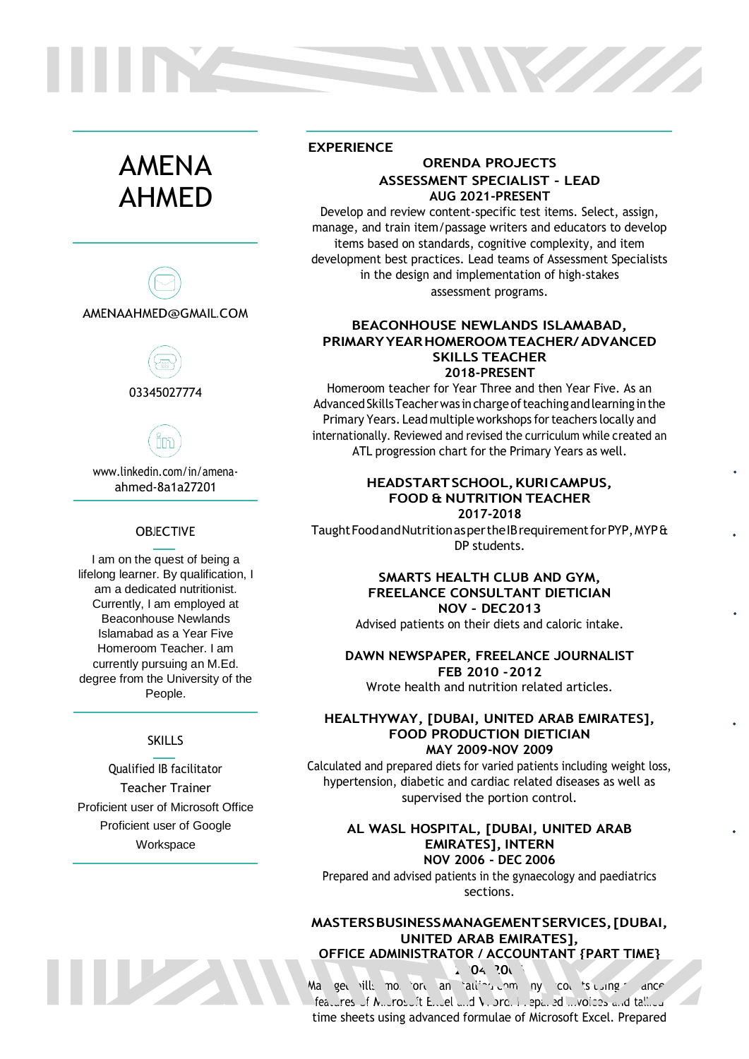# AMENA AHMED

AMENAAHMED@GMAIL.COM

03345027774

www.linkedin.com/in/amena-ahmed-8a1a27201

## OBJECTIVE

I am on the quest of being a lifelong learner. By qualification, I am a dedicated nutritionist. Currently, I am employed at Beaconhouse Newlands Islamabad as a Year Five Homeroom Teacher. I am currently pursuing an M.Ed. degree from the University of the People.

## SKILLS

Qualified IB facilitator

Teacher Trainer

Proficient user of Microsoft Office

Proficient user of Google Workspace

## EXPERIENCE

### ORENDA PROJECTS
**ASSESSMENT SPECIALIST - LEAD**
**AUG 2021-PRESENT**

Develop and review content-specific test items. Select, assign, manage, and train item/passage writers and educators to develop items based on standards, cognitive complexity, and item development best practices. Lead teams of Assessment Specialists in the design and implementation of high-stakes assessment programs.

### BEACONHOUSE NEWLANDS ISLAMABAD, PRIMARY YEAR HOMEROOM TEACHER/ ADVANCED SKILLS TEACHER
**2018-PRESENT**

Homeroom teacher for Year Three and then Year Five. As an Advanced Skills Teacher was in charge of teaching and learning in the Primary Years. Lead multiple workshops for teachers locally and internationally. Reviewed and revised the curriculum while created an ATL progression chart for the Primary Years as well.

### HEADSTART SCHOOL, KURI CAMPUS, FOOD & NUTRITION TEACHER
**2017-2018**

Taught Food and Nutrition as per the IB requirement for PYP, MYP & DP students.

### SMARTS HEALTH CLUB AND GYM, FREELANCE CONSULTANT DIETICIAN
**NOV - DEC2013**

Advised patients on their diets and caloric intake.

### DAWN NEWSPAPER, FREELANCE JOURNALIST
**FEB 2010 -2012**

Wrote health and nutrition related articles.

### HEALTHYWAY, [DUBAI, UNITED ARAB EMIRATES], FOOD PRODUCTION DIETICIAN
**MAY 2009-NOV 2009**

Calculated and prepared diets for varied patients including weight loss, hypertension, diabetic and cardiac related diseases as well as supervised the portion control.

### AL WASL HOSPITAL, [DUBAI, UNITED ARAB EMIRATES], INTERN
**NOV 2006 - DEC 2006**

Prepared and advised patients in the gynaecology and paediatrics sections.

### MASTERS BUSINESS MANAGEMENT SERVICES, [DUBAI, UNITED ARAB EMIRATES], OFFICE ADMINISTRATOR / ACCOUNTANT {PART TIME}
**2004 - 200**

Managed bills, monitored and tallied company accounts using advanced features of Microsoft Excel and Word. Prepared invoices and tallied time sheets using advanced formulae of Microsoft Excel. Prepared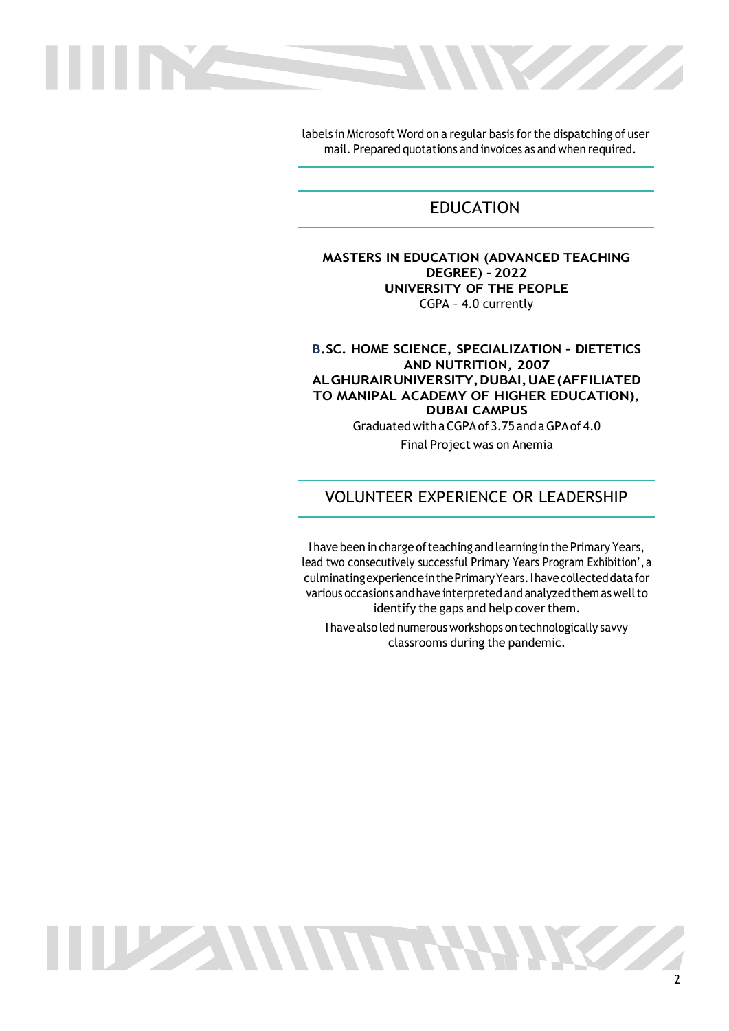labels in Microsoft Word on a regular basis for the dispatching of user mail. Prepared quotations and invoices as and when required.

## EDUCATION

**MASTERS IN EDUCATION (ADVANCED TEACHING DEGREE) – 2022**
**UNIVERSITY OF THE PEOPLE**
CGPA – 4.0 currently

**B.SC. HOME SCIENCE, SPECIALIZATION – DIETETICS AND NUTRITION, 2007**
**AL GHURAIR UNIVERSITY, DUBAI, UAE (AFFILIATED TO MANIPAL ACADEMY OF HIGHER EDUCATION), DUBAI CAMPUS**
Graduated with a CGPA of 3.75 and a GPA of 4.0

Final Project was on Anemia

## VOLUNTEER EXPERIENCE OR LEADERSHIP

I have been in charge of teaching and learning in the Primary Years, lead two consecutively successful Primary Years Program Exhibition', a culminating experience in the Primary Years. I have collected data for various occasions and have interpreted and analyzed them as well to identify the gaps and help cover them.

I have also led numerous workshops on technologically savvy classrooms during the pandemic.